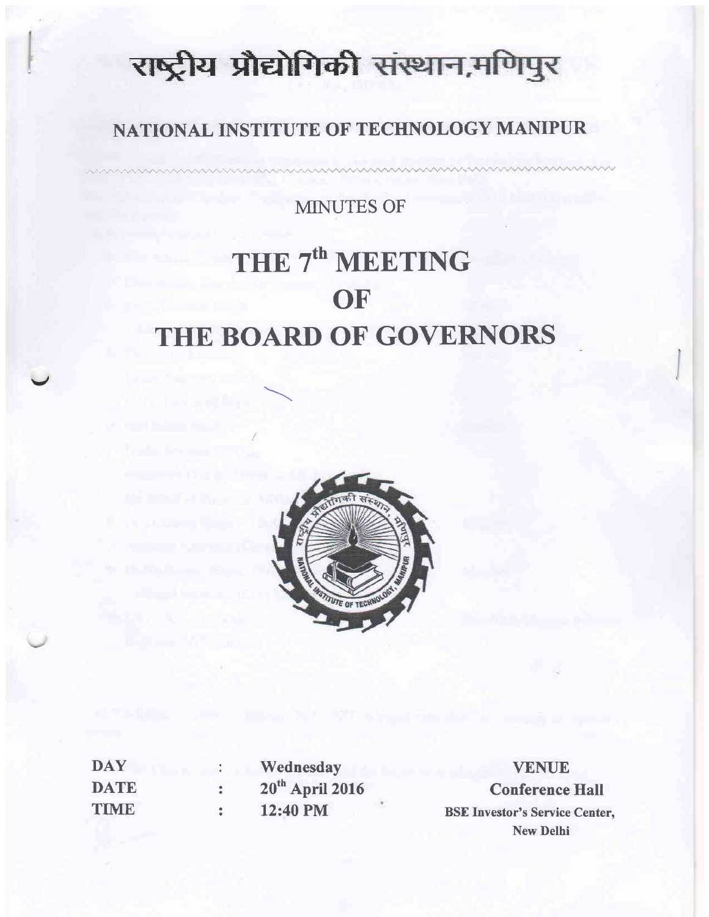# राष्ट्रीय प्रौद्योगिकी संस्थान,मणिपुर

## NATIONAL INSTITUTE OF TECHNOLOGY MANIPUR

MINUTES OF

# THE 7th MEETING OF THE BOARD OF GOVERNORS

| | | | |
|---|---|---|---|
| **DAY** | : | **Wednesday** | **VENUE** |
| **DATE** | : | **20th April 2016** | **Conference Hall** |
| **TIME** | : | **12:40 PM** | **BSE Investor's Service Center, New Delhi** |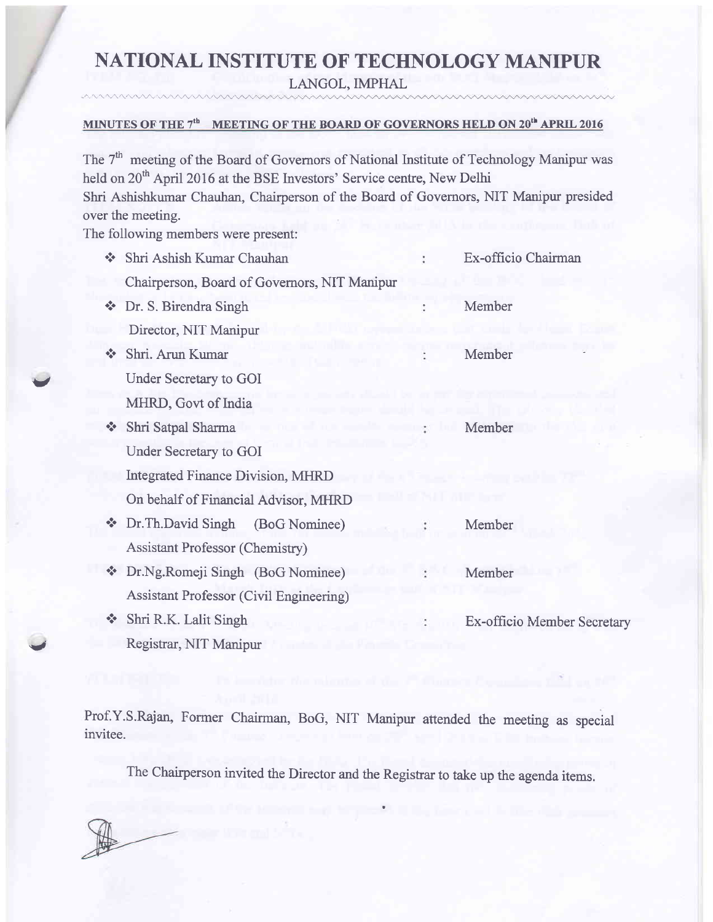# NATIONAL INSTITUTE OF TECHNOLOGY MANIPUR

LANGOL, IMPHAL

**MINUTES OF THE 7th MEETING OF THE BOARD OF GOVERNORS HELD ON 20th APRIL 2016**

The 7th meeting of the Board of Governors of National Institute of Technology Manipur was held on 20th April 2016 at the BSE Investors' Service centre, New Delhi

Shri Ashishkumar Chauhan, Chairperson of the Board of Governors, NIT Manipur presided over the meeting.

The following members were present:

- Shri Ashish Kumar Chauhan : Ex-officio Chairman
  Chairperson, Board of Governors, NIT Manipur
- Dr. S. Birendra Singh : Member
  Director, NIT Manipur
- Shri. Arun Kumar : Member
  Under Secretary to GOI
  MHRD, Govt of India
- Shri Satpal Sharma : Member
  Under Secretary to GOI
  Integrated Finance Division, MHRD
  On behalf of Financial Advisor, MHRD
- Dr.Th.David Singh (BoG Nominee) : Member
  Assistant Professor (Chemistry)
- Dr.Ng.Romeji Singh (BoG Nominee) : Member
  Assistant Professor (Civil Engineering)
- Shri R.K. Lalit Singh : Ex-officio Member Secretary
  Registrar, NIT Manipur

Prof.Y.S.Rajan, Former Chairman, BoG, NIT Manipur attended the meeting as special invitee.

The Chairperson invited the Director and the Registrar to take up the agenda items.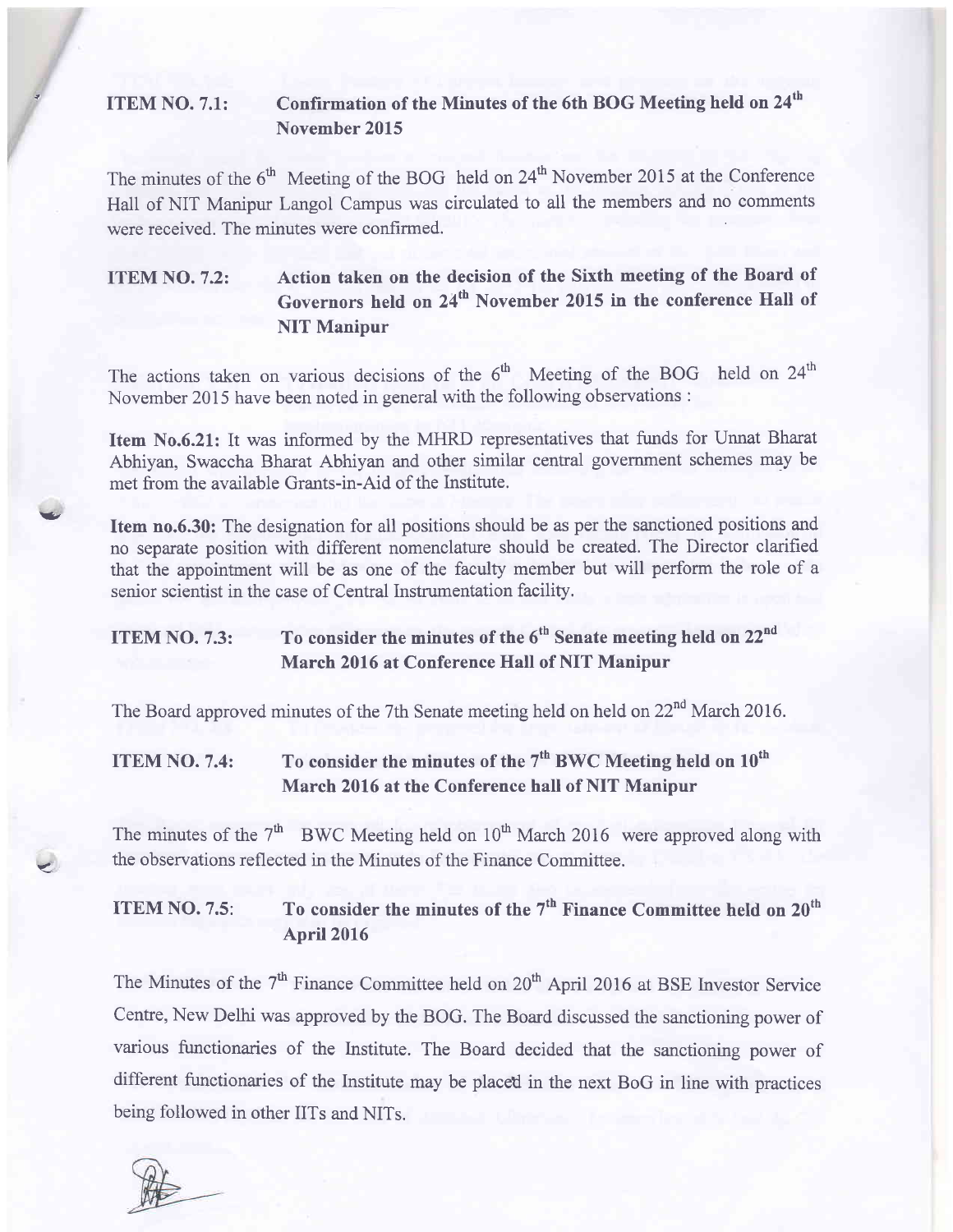**ITEM NO. 7.1: Confirmation of the Minutes of the 6th BOG Meeting held on 24th November 2015**

The minutes of the 6th Meeting of the BOG held on 24th November 2015 at the Conference Hall of NIT Manipur Langol Campus was circulated to all the members and no comments were received. The minutes were confirmed.

**ITEM NO. 7.2: Action taken on the decision of the Sixth meeting of the Board of Governors held on 24th November 2015 in the conference Hall of NIT Manipur**

The actions taken on various decisions of the 6th Meeting of the BOG held on 24th November 2015 have been noted in general with the following observations :

**Item No.6.21:** It was informed by the MHRD representatives that funds for Unnat Bharat Abhiyan, Swaccha Bharat Abhiyan and other similar central government schemes may be met from the available Grants-in-Aid of the Institute.

**Item no.6.30:** The designation for all positions should be as per the sanctioned positions and no separate position with different nomenclature should be created. The Director clarified that the appointment will be as one of the faculty member but will perform the role of a senior scientist in the case of Central Instrumentation facility.

**ITEM NO. 7.3: To consider the minutes of the 6th Senate meeting held on 22nd March 2016 at Conference Hall of NIT Manipur**

The Board approved minutes of the 7th Senate meeting held on held on 22nd March 2016.

**ITEM NO. 7.4: To consider the minutes of the 7th BWC Meeting held on 10th March 2016 at the Conference hall of NIT Manipur**

The minutes of the 7th BWC Meeting held on 10th March 2016 were approved along with the observations reflected in the Minutes of the Finance Committee.

**ITEM NO. 7.5: To consider the minutes of the 7th Finance Committee held on 20th April 2016**

The Minutes of the 7th Finance Committee held on 20th April 2016 at BSE Investor Service Centre, New Delhi was approved by the BOG. The Board discussed the sanctioning power of various functionaries of the Institute. The Board decided that the sanctioning power of different functionaries of the Institute may be placed in the next BoG in line with practices being followed in other IITs and NITs.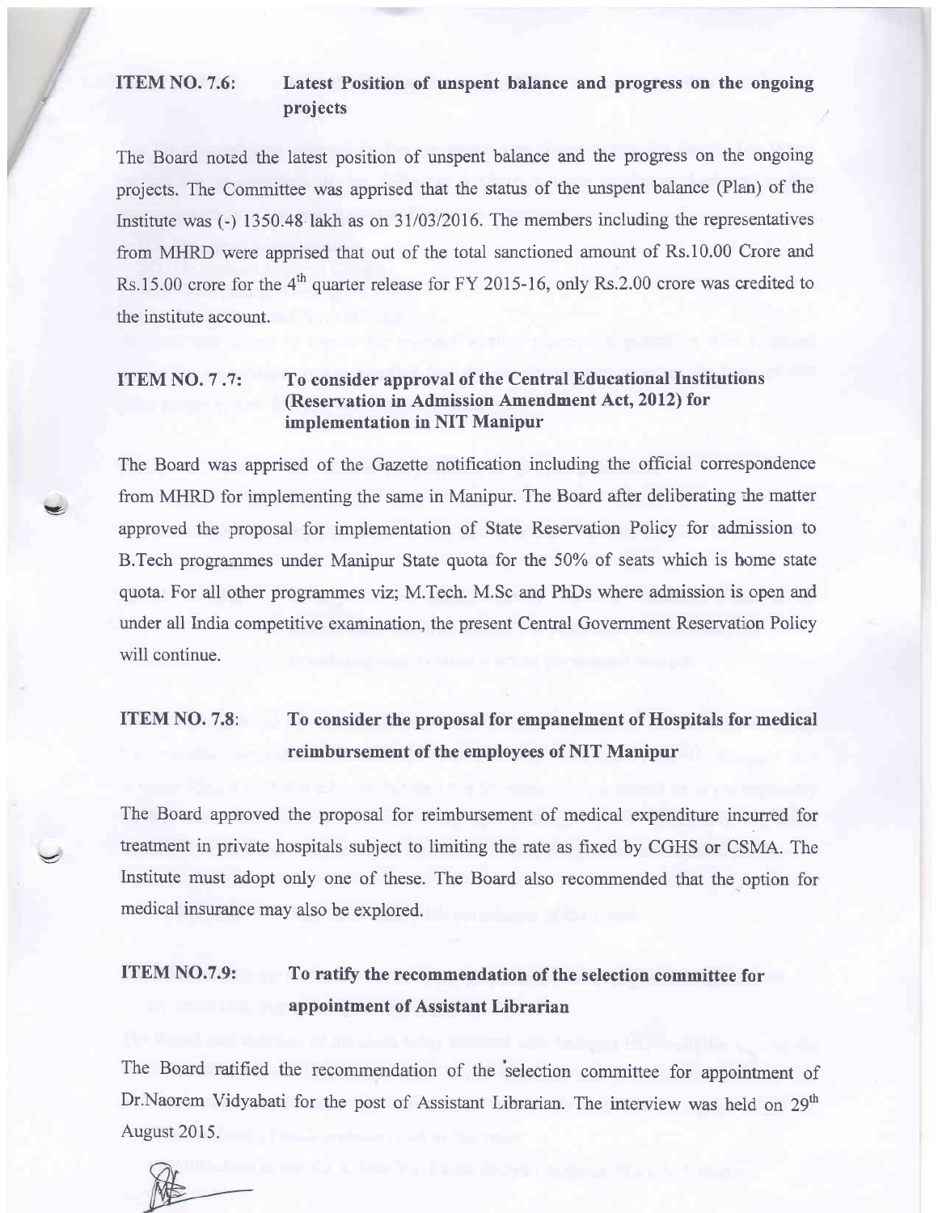**ITEM NO. 7.6: Latest Position of unspent balance and progress on the ongoing projects**

The Board noted the latest position of unspent balance and the progress on the ongoing projects. The Committee was apprised that the status of the unspent balance (Plan) of the Institute was (-) 1350.48 lakh as on 31/03/2016. The members including the representatives from MHRD were apprised that out of the total sanctioned amount of Rs.10.00 Crore and Rs.15.00 crore for the 4th quarter release for FY 2015-16, only Rs.2.00 crore was credited to the institute account.

**ITEM NO. 7 .7: To consider approval of the Central Educational Institutions (Reservation in Admission Amendment Act, 2012) for implementation in NIT Manipur**

The Board was apprised of the Gazette notification including the official correspondence from MHRD for implementing the same in Manipur. The Board after deliberating the matter approved the proposal for implementation of State Reservation Policy for admission to B.Tech programmes under Manipur State quota for the 50% of seats which is home state quota. For all other programmes viz; M.Tech. M.Sc and PhDs where admission is open and under all India competitive examination, the present Central Government Reservation Policy will continue.

**ITEM NO. 7.8: To consider the proposal for empanelment of Hospitals for medical reimbursement of the employees of NIT Manipur**

The Board approved the proposal for reimbursement of medical expenditure incurred for treatment in private hospitals subject to limiting the rate as fixed by CGHS or CSMA. The Institute must adopt only one of these. The Board also recommended that the option for medical insurance may also be explored.

**ITEM NO.7.9: To ratify the recommendation of the selection committee for appointment of Assistant Librarian**

The Board ratified the recommendation of the selection committee for appointment of Dr.Naorem Vidyabati for the post of Assistant Librarian. The interview was held on 29th August 2015.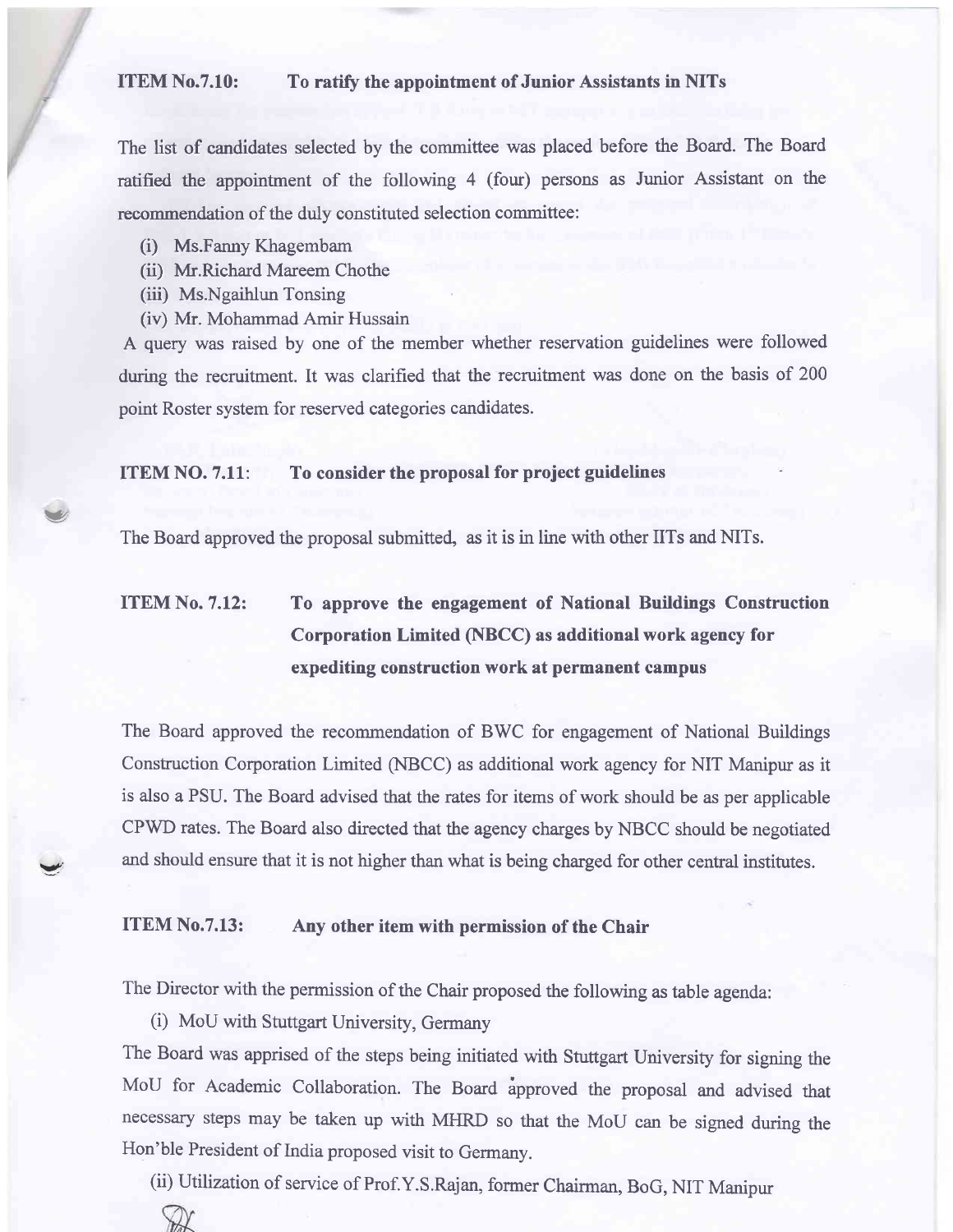**ITEM No.7.10: To ratify the appointment of Junior Assistants in NITs**

The list of candidates selected by the committee was placed before the Board. The Board ratified the appointment of the following 4 (four) persons as Junior Assistant on the recommendation of the duly constituted selection committee:

(i) Ms.Fanny Khagembam
(ii) Mr.Richard Mareem Chothe
(iii) Ms.Ngaihlun Tonsing
(iv) Mr. Mohammad Amir Hussain

A query was raised by one of the member whether reservation guidelines were followed during the recruitment. It was clarified that the recruitment was done on the basis of 200 point Roster system for reserved categories candidates.

**ITEM NO. 7.11: To consider the proposal for project guidelines**

The Board approved the proposal submitted, as it is in line with other IITs and NITs.

**ITEM No. 7.12: To approve the engagement of National Buildings Construction Corporation Limited (NBCC) as additional work agency for expediting construction work at permanent campus**

The Board approved the recommendation of BWC for engagement of National Buildings Construction Corporation Limited (NBCC) as additional work agency for NIT Manipur as it is also a PSU. The Board advised that the rates for items of work should be as per applicable CPWD rates. The Board also directed that the agency charges by NBCC should be negotiated and should ensure that it is not higher than what is being charged for other central institutes.

**ITEM No.7.13: Any other item with permission of the Chair**

The Director with the permission of the Chair proposed the following as table agenda:

(i) MoU with Stuttgart University, Germany

The Board was apprised of the steps being initiated with Stuttgart University for signing the MoU for Academic Collaboration. The Board approved the proposal and advised that necessary steps may be taken up with MHRD so that the MoU can be signed during the Hon'ble President of India proposed visit to Germany.

(ii) Utilization of service of Prof.Y.S.Rajan, former Chairman, BoG, NIT Manipur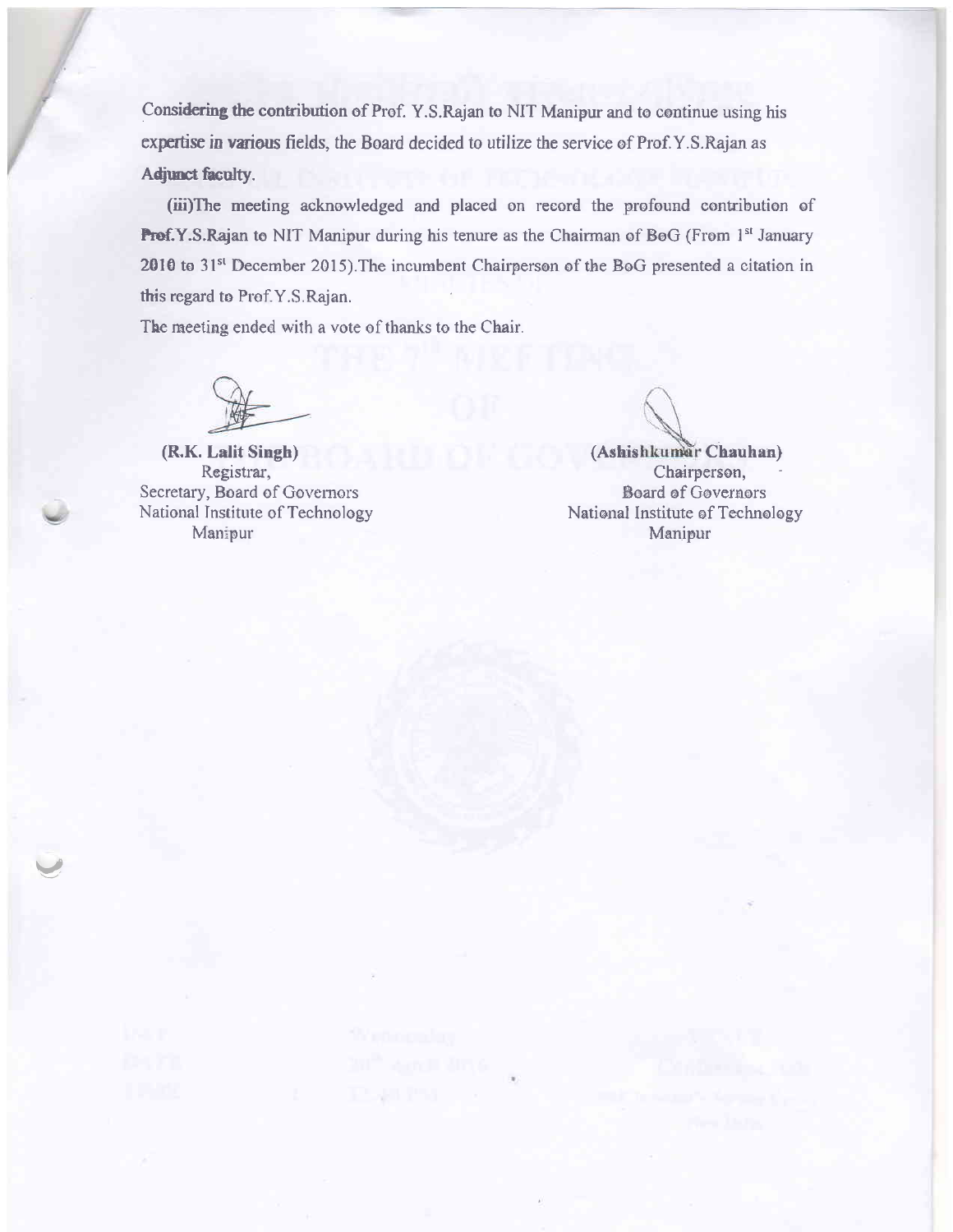Considering the contribution of Prof. Y.S.Rajan to NIT Manipur and to continue using his expertise in various fields, the Board decided to utilize the service of Prof.Y.S.Rajan as **Adjunct faculty**.

**(iii)**The meeting acknowledged and placed on record the profound contribution of Prof.Y.S.Rajan to NIT Manipur during his tenure as the Chairman of BoG (From 1st January 2010 to 31st December 2015).The incumbent Chairperson of the BoG presented a citation in this regard to Prof.Y.S.Rajan.

The meeting ended with a vote of thanks to the Chair.

**(R.K. Lalit Singh)**
Registrar,
Secretary, Board of Governors
National Institute of Technology
Manipur

**(Ashishkumar Chauhan)**
Chairperson,
Board of Governors
National Institute of Technology
Manipur